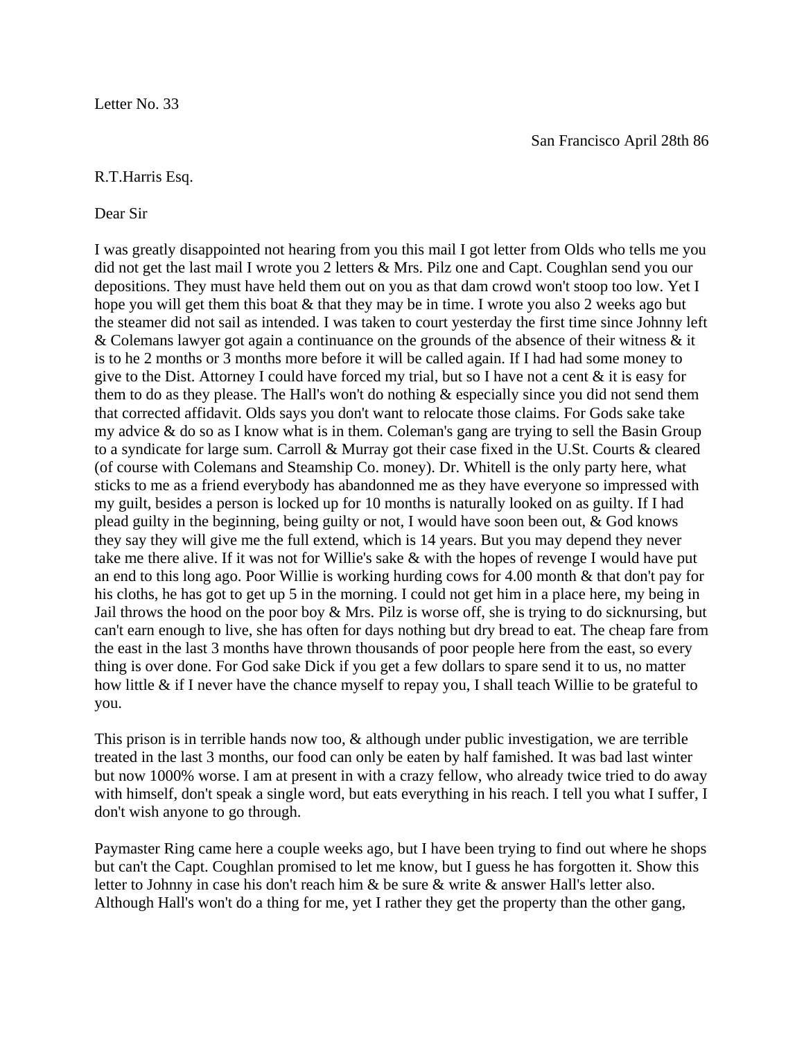Letter No. 33

San Francisco April 28th 86

R.T.Harris Esq.

Dear Sir

I was greatly disappointed not hearing from you this mail I got letter from Olds who tells me you did not get the last mail I wrote you 2 letters & Mrs. Pilz one and Capt. Coughlan send you our depositions. They must have held them out on you as that dam crowd won't stoop too low. Yet I hope you will get them this boat & that they may be in time. I wrote you also 2 weeks ago but the steamer did not sail as intended. I was taken to court yesterday the first time since Johnny left & Colemans lawyer got again a continuance on the grounds of the absence of their witness & it is to he 2 months or 3 months more before it will be called again. If I had had some money to give to the Dist. Attorney I could have forced my trial, but so I have not a cent & it is easy for them to do as they please. The Hall's won't do nothing & especially since you did not send them that corrected affidavit. Olds says you don't want to relocate those claims. For Gods sake take my advice & do so as I know what is in them. Coleman's gang are trying to sell the Basin Group to a syndicate for large sum. Carroll & Murray got their case fixed in the U.St. Courts & cleared (of course with Colemans and Steamship Co. money). Dr. Whitell is the only party here, what sticks to me as a friend everybody has abandonned me as they have everyone so impressed with my guilt, besides a person is locked up for 10 months is naturally looked on as guilty. If I had plead guilty in the beginning, being guilty or not, I would have soon been out, & God knows they say they will give me the full extend, which is 14 years. But you may depend they never take me there alive. If it was not for Willie's sake & with the hopes of revenge I would have put an end to this long ago. Poor Willie is working hurding cows for 4.00 month & that don't pay for his cloths, he has got to get up 5 in the morning. I could not get him in a place here, my being in Jail throws the hood on the poor boy & Mrs. Pilz is worse off, she is trying to do sicknursing, but can't earn enough to live, she has often for days nothing but dry bread to eat. The cheap fare from the east in the last 3 months have thrown thousands of poor people here from the east, so every thing is over done. For God sake Dick if you get a few dollars to spare send it to us, no matter how little & if I never have the chance myself to repay you, I shall teach Willie to be grateful to you.

This prison is in terrible hands now too, & although under public investigation, we are terrible treated in the last 3 months, our food can only be eaten by half famished. It was bad last winter but now 1000% worse. I am at present in with a crazy fellow, who already twice tried to do away with himself, don't speak a single word, but eats everything in his reach. I tell you what I suffer, I don't wish anyone to go through.

Paymaster Ring came here a couple weeks ago, but I have been trying to find out where he shops but can't the Capt. Coughlan promised to let me know, but I guess he has forgotten it. Show this letter to Johnny in case his don't reach him & be sure & write & answer Hall's letter also. Although Hall's won't do a thing for me, yet I rather they get the property than the other gang,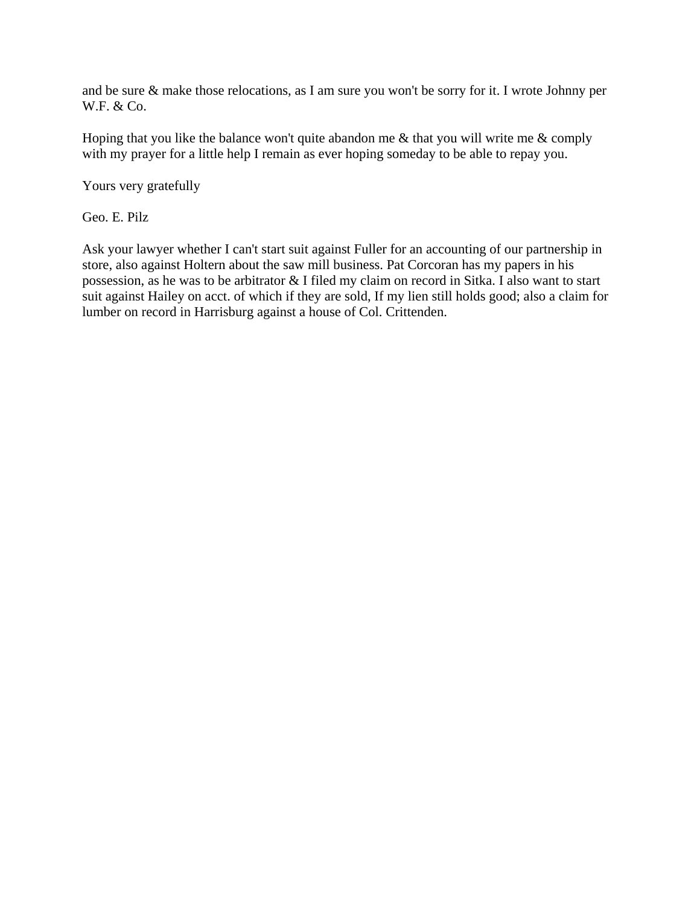and be sure & make those relocations, as I am sure you won't be sorry for it. I wrote Johnny per W.F. & Co.

Hoping that you like the balance won't quite abandon me & that you will write me & comply with my prayer for a little help I remain as ever hoping someday to be able to repay you.

Yours very gratefully

Geo. E. Pilz

Ask your lawyer whether I can't start suit against Fuller for an accounting of our partnership in store, also against Holtern about the saw mill business. Pat Corcoran has my papers in his possession, as he was to be arbitrator & I filed my claim on record in Sitka. I also want to start suit against Hailey on acct. of which if they are sold, If my lien still holds good; also a claim for lumber on record in Harrisburg against a house of Col. Crittenden.